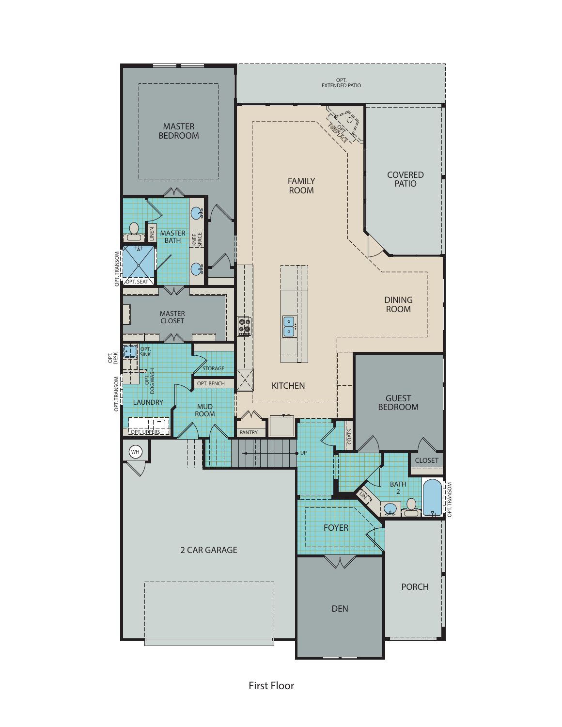OPT. EXTENDED PATIO

MASTER BEDROOM

OPT. FIREPLACE

FAMILY ROOM

COVERED PATIO

MASTER BATH

LINEN

KNEE SPACE

OPT. TRANSOM

OPT. SEAT

DINING ROOM

MASTER CLOSET

OPT. DESK

OPT. SINK

STORAGE

OPT. DOGWASH

OPT. TRANSOM

OPT. BENCH

KITCHEN

GUEST BEDROOM

LAUNDRY

MUD ROOM

OPT. UPPERS

PANTRY

COATS

WH

UP

CLOSET

BATH 2

LIN.

OPT. TRANSOM

FOYER

2 CAR GARAGE

PORCH

DEN

First Floor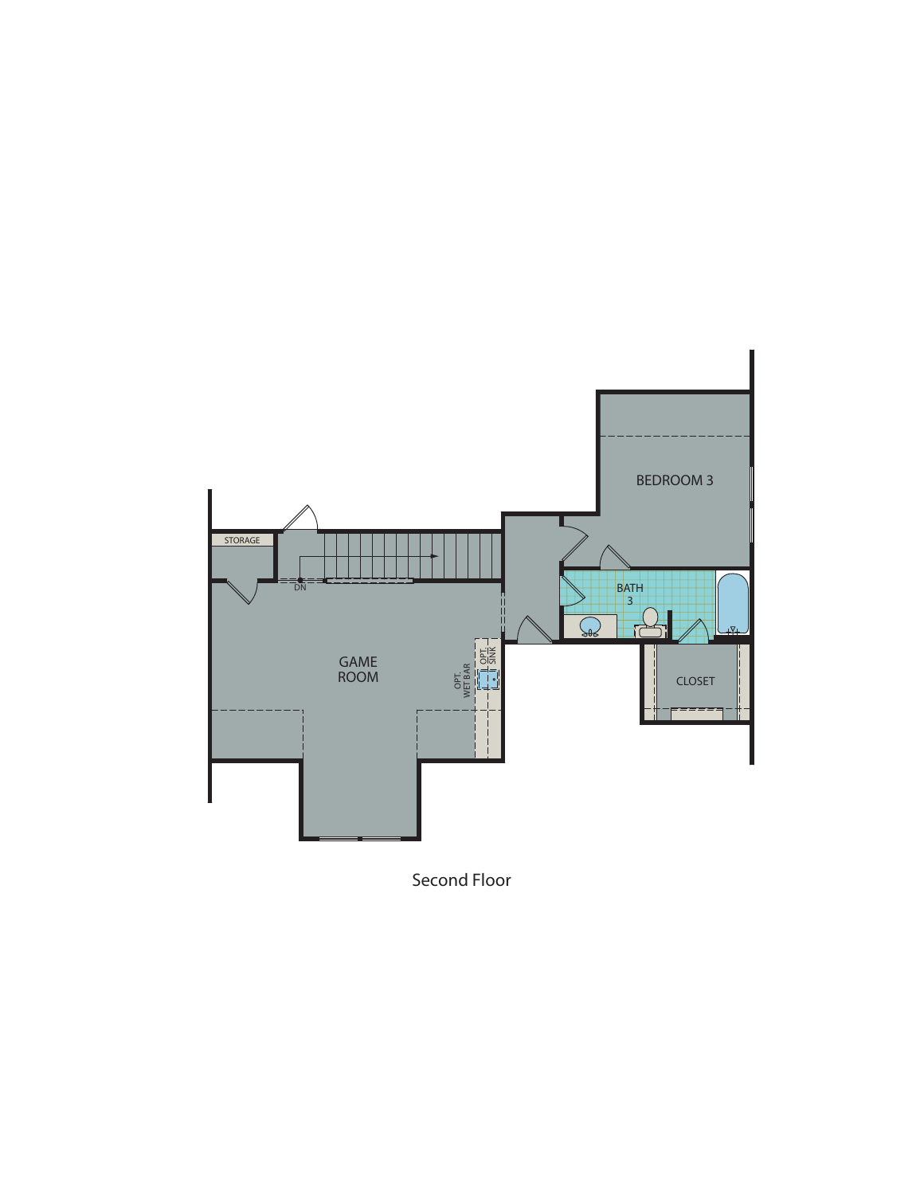STORAGE

DN

GAME ROOM

OPT. WET BAR

OPT. SINK

BEDROOM 3

BATH 3

CLOSET

Second Floor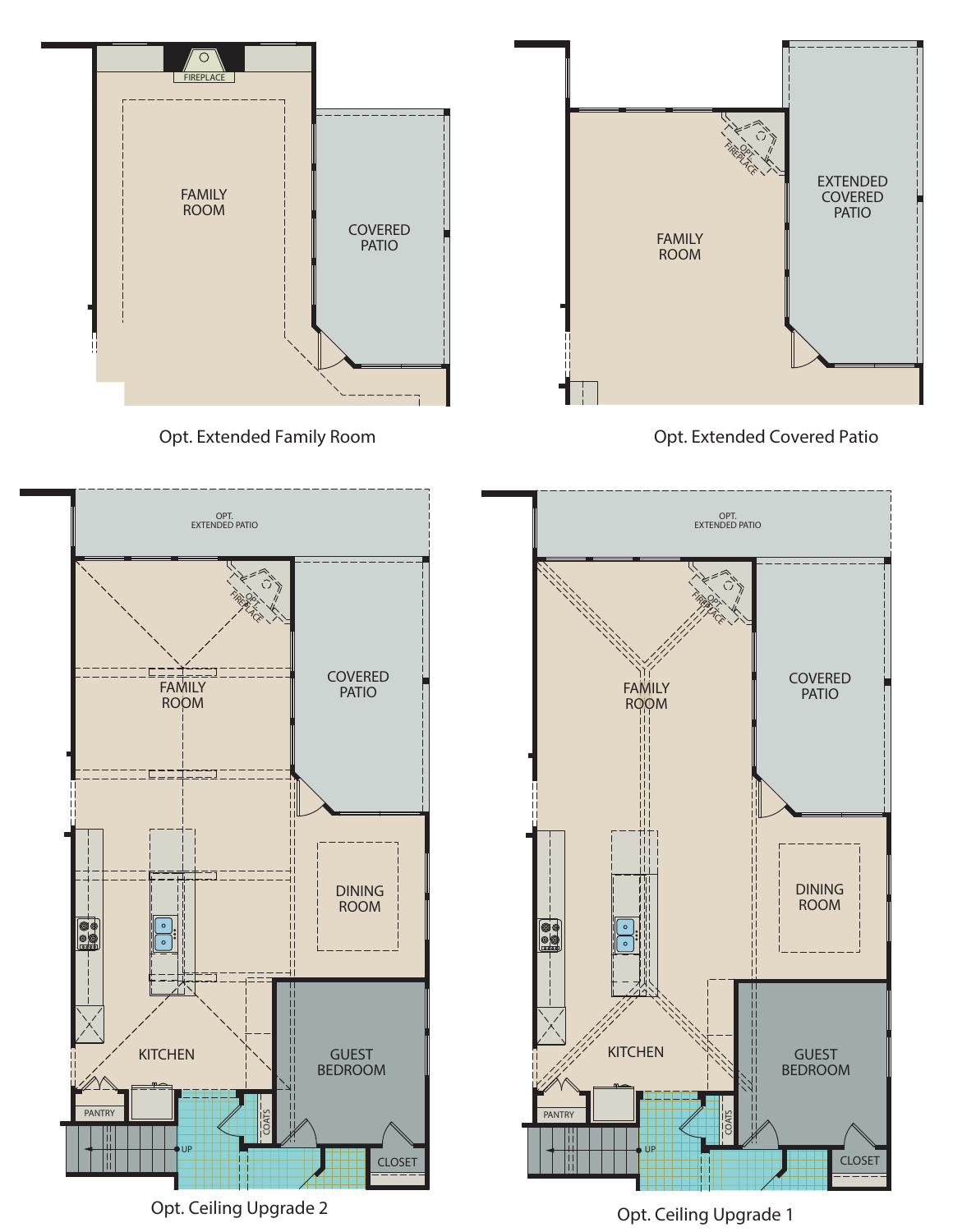FAMILY ROOM

FIREPLACE

COVERED PATIO

Opt. Extended Family Room

OPT. FIREPLACE

FAMILY ROOM

EXTENDED COVERED PATIO

Opt. Extended Covered Patio

OPT. EXTENDED PATIO

OPT. FIREPLACE

FAMILY ROOM

COVERED PATIO

DINING ROOM

KITCHEN

GUEST BEDROOM

PANTRY

UP

COATS

CLOSET

Opt. Ceiling Upgrade 2

OPT. EXTENDED PATIO

OPT. FIREPLACE

FAMILY ROOM

COVERED PATIO

DINING ROOM

KITCHEN

GUEST BEDROOM

PANTRY

UP

COATS

CLOSET

Opt. Ceiling Upgrade 1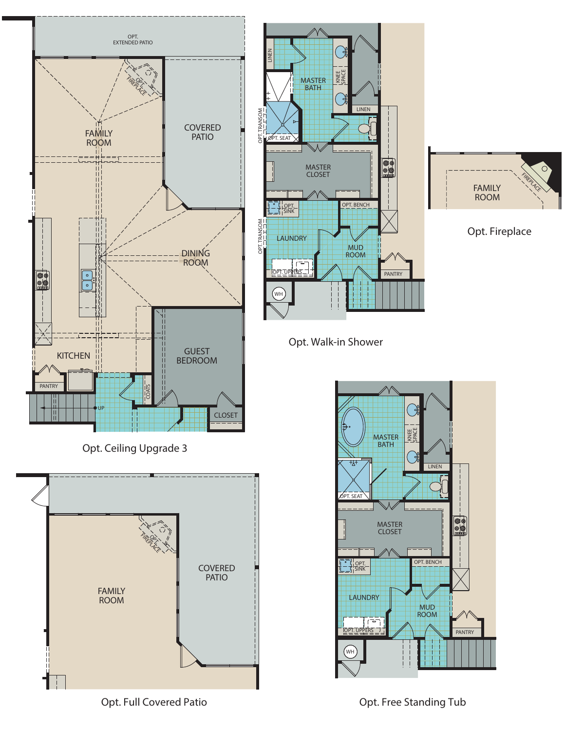OPT. EXTENDED PATIO

OPT. FIREPLACE

FAMILY ROOM

COVERED PATIO

DINING ROOM

KITCHEN

PANTRY

UP

COATS

GUEST BEDROOM

CLOSET

Opt. Ceiling Upgrade 3

LINEN

MASTER BATH

KNEE SPACE

OPT. TRANSOM

OPT. SEAT

LINEN

MASTER CLOSET

OPT. SINK

OPT. BENCH

OPT. TRANSOM

LAUNDRY

MUD ROOM

OPT. UPPERS

PANTRY

WH

Opt. Walk-in Shower

FAMILY ROOM

FIREPLACE

Opt. Fireplace

OPT. FIREPLACE

FAMILY ROOM

COVERED PATIO

Opt. Full Covered Patio

MASTER BATH

KNEE SPACE

LINEN

OPT. SEAT

MASTER CLOSET

OPT. SINK

OPT. BENCH

LAUNDRY

MUD ROOM

OPT. UPPERS

PANTRY

WH

Opt. Free Standing Tub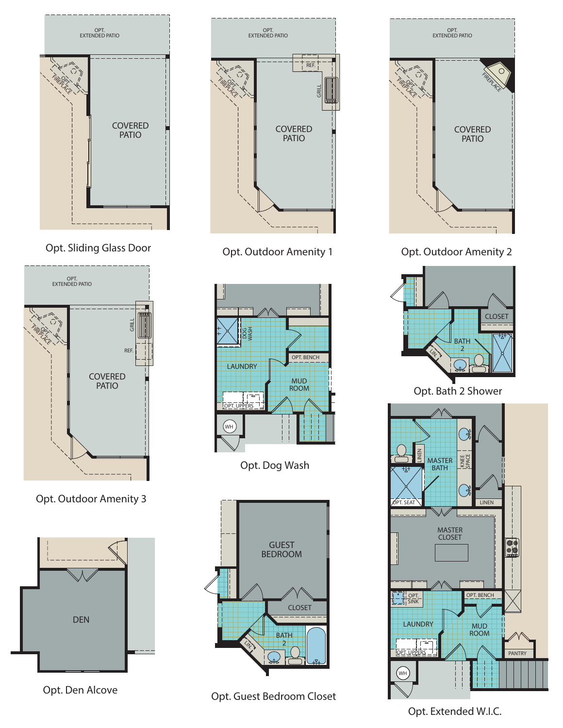OPT.
EXTENDED PATIO

OPT.
FIREPLACE

COVERED
PATIO

Opt. Sliding Glass Door

OPT.
EXTENDED PATIO

REF.

GRILL

OPT.
FIREPLACE

COVERED
PATIO

Opt. Outdoor Amenity 1

OPT.
EXTENDED PATIO

OPT.
FIREPLACE

FIREPLACE

COVERED
PATIO

Opt. Outdoor Amenity 2

OPT.
EXTENDED PATIO

OPT.
FIREPLACE

GRILL

REF.

COVERED
PATIO

Opt. Outdoor Amenity 3

DOG
WASH

OPT. BENCH

LAUNDRY

MUD
ROOM

OPT. UPPERS

WH

Opt. Dog Wash

CLOSET

BATH
2

LIN.

Opt. Bath 2 Shower

DEN

Opt. Den Alcove

GUEST
BEDROOM

CLOSET

BATH
2

LIN.

Opt. Guest Bedroom Closet

LINEN

MASTER
BATH

KNEE
SPACE

OPT. SEAT

LINEN

MASTER
CLOSET

OPT.
SINK

OPT. BENCH

LAUNDRY

MUD
ROOM

OPT. UPPERS

PANTRY

WH

Opt. Extended W.I.C.